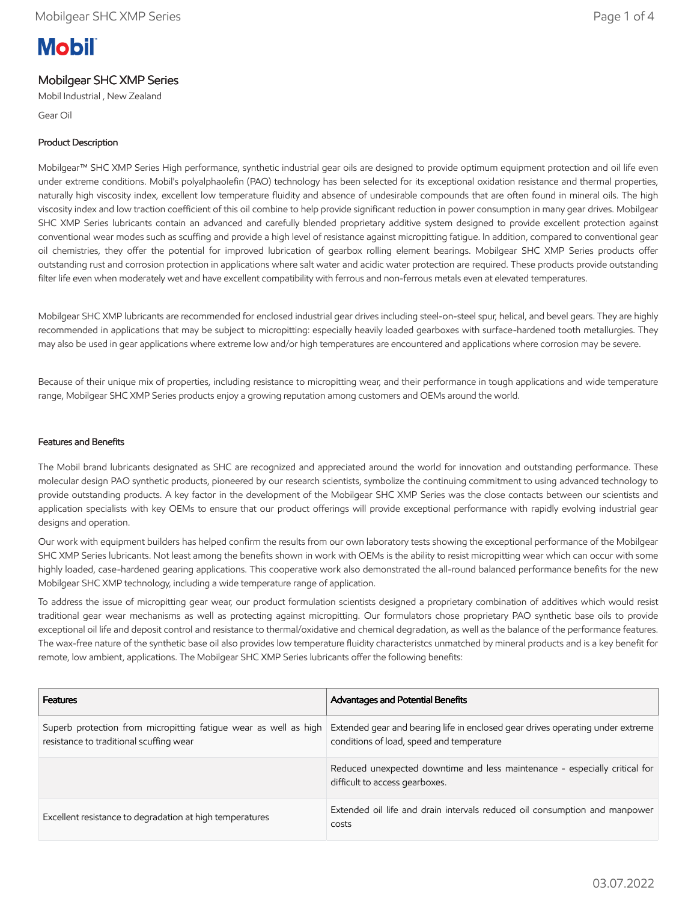**Mobil**

# Mobilgear SHC XMP Series

Mobil Industrial , New Zealand

Gear Oil

## Product Description

Mobilgear™ SHC XMP Series High performance, synthetic industrial gear oils are designed to provide optimum equipment protection and oil life even under extreme conditions. Mobil's polyalphaolefin (PAO) technology has been selected for its exceptional oxidation resistance and thermal properties, naturally high viscosity index, excellent low temperature fluidity and absence of undesirable compounds that are often found in mineral oils. The high viscosity index and low traction coefficient of this oil combine to help provide significant reduction in power consumption in many gear drives. Mobilgear SHC XMP Series lubricants contain an advanced and carefully blended proprietary additive system designed to provide excellent protection against conventional wear modes such as scuffing and provide a high level of resistance against micropitting fatigue. In addition, compared to conventional gear oil chemistries, they offer the potential for improved lubrication of gearbox rolling element bearings. Mobilgear SHC XMP Series products offer outstanding rust and corrosion protection in applications where salt water and acidic water protection are required. These products provide outstanding filter life even when moderately wet and have excellent compatibility with ferrous and non-ferrous metals even at elevated temperatures.

Mobilgear SHC XMP lubricants are recommended for enclosed industrial gear drives including steel-on-steel spur, helical, and bevel gears. They are highly recommended in applications that may be subject to micropitting: especially heavily loaded gearboxes with surface-hardened tooth metallurgies. They may also be used in gear applications where extreme low and/or high temperatures are encountered and applications where corrosion may be severe.

Because of their unique mix of properties, including resistance to micropitting wear, and their performance in tough applications and wide temperature range, Mobilgear SHC XMP Series products enjoy a growing reputation among customers and OEMs around the world.

## Features and Benefits

The Mobil brand lubricants designated as SHC are recognized and appreciated around the world for innovation and outstanding performance. These molecular design PAO synthetic products, pioneered by our research scientists, symbolize the continuing commitment to using advanced technology to provide outstanding products. A key factor in the development of the Mobilgear SHC XMP Series was the close contacts between our scientists and application specialists with key OEMs to ensure that our product offerings will provide exceptional performance with rapidly evolving industrial gear designs and operation.

Our work with equipment builders has helped confirm the results from our own laboratory tests showing the exceptional performance of the Mobilgear SHC XMP Series lubricants. Not least among the benefits shown in work with OEMs is the ability to resist micropitting wear which can occur with some highly loaded, case-hardened gearing applications. This cooperative work also demonstrated the all-round balanced performance benefits for the new Mobilgear SHC XMP technology, including a wide temperature range of application.

To address the issue of micropitting gear wear, our product formulation scientists designed a proprietary combination of additives which would resist traditional gear wear mechanisms as well as protecting against micropitting. Our formulators chose proprietary PAO synthetic base oils to provide exceptional oil life and deposit control and resistance to thermal/oxidative and chemical degradation, as well as the balance of the performance features. The wax-free nature of the synthetic base oil also provides low temperature fluidity characteristcs unmatched by mineral products and is a key benefit for remote, low ambient, applications. The Mobilgear SHC XMP Series lubricants offer the following benefits:

| Features | Advantages and Potential Benefits |
| --- | --- |
| Superb protection from micropitting fatigue wear as well as high resistance to traditional scuffing wear | Extended gear and bearing life in enclosed gear drives operating under extreme conditions of load, speed and temperature |
| | Reduced unexpected downtime and less maintenance - especially critical for difficult to access gearboxes. |
| Excellent resistance to degradation at high temperatures | Extended oil life and drain intervals reduced oil consumption and manpower costs |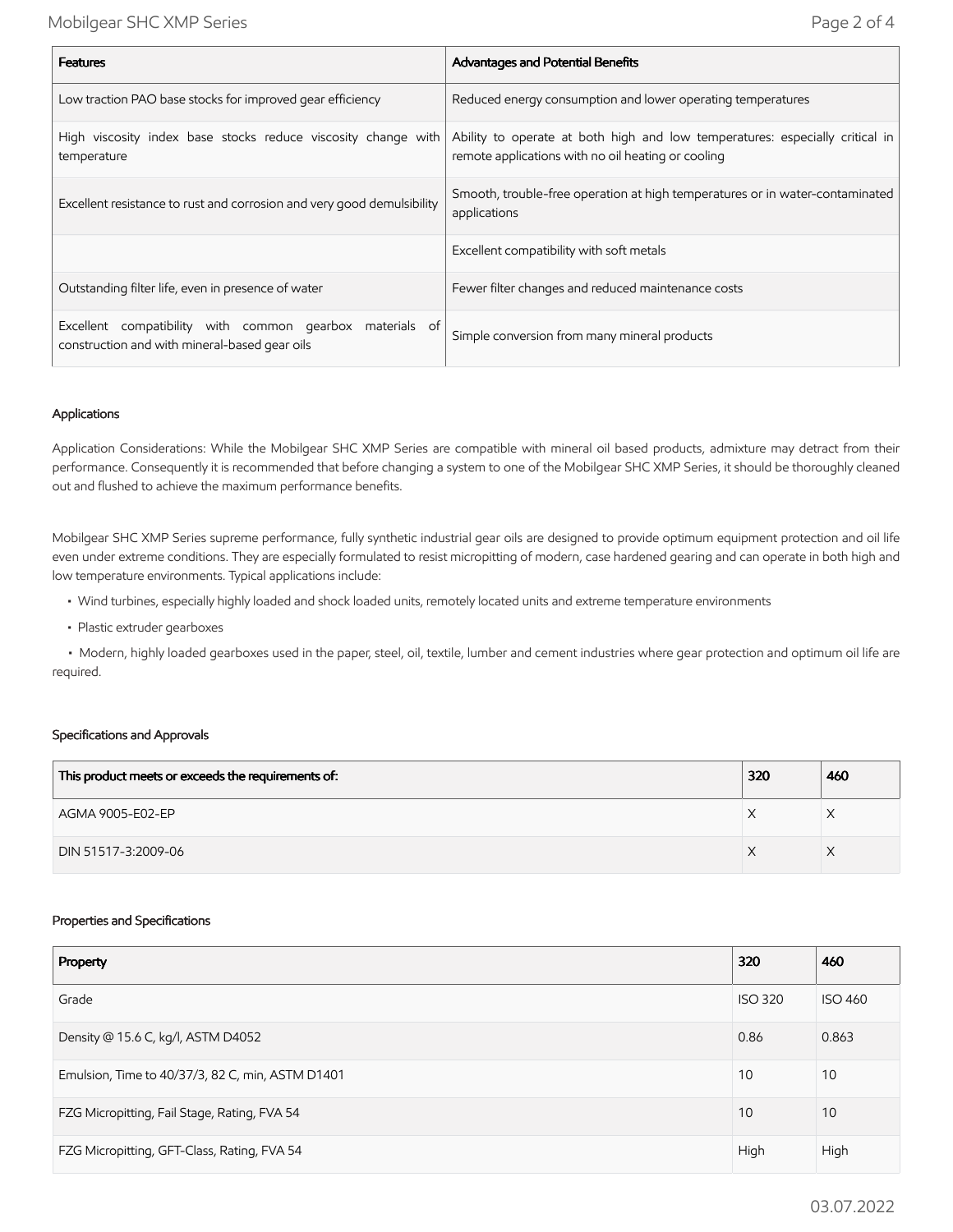| Features | Advantages and Potential Benefits |
|---|---|
| Low traction PAO base stocks for improved gear efficiency | Reduced energy consumption and lower operating temperatures |
| High viscosity index base stocks reduce viscosity change with temperature | Ability to operate at both high and low temperatures: especially critical in remote applications with no oil heating or cooling |
| Excellent resistance to rust and corrosion and very good demulsibility | Smooth, trouble-free operation at high temperatures or in water-contaminated applications |
| | Excellent compatibility with soft metals |
| Outstanding filter life, even in presence of water | Fewer filter changes and reduced maintenance costs |
| Excellent compatibility with common gearbox materials of construction and with mineral-based gear oils | Simple conversion from many mineral products |

### Applications

Application Considerations: While the Mobilgear SHC XMP Series are compatible with mineral oil based products, admixture may detract from their performance. Consequently it is recommended that before changing a system to one of the Mobilgear SHC XMP Series, it should be thoroughly cleaned out and flushed to achieve the maximum performance benefits.

Mobilgear SHC XMP Series supreme performance, fully synthetic industrial gear oils are designed to provide optimum equipment protection and oil life even under extreme conditions. They are especially formulated to resist micropitting of modern, case hardened gearing and can operate in both high and low temperature environments. Typical applications include:

- Wind turbines, especially highly loaded and shock loaded units, remotely located units and extreme temperature environments
- Plastic extruder gearboxes
- Modern, highly loaded gearboxes used in the paper, steel, oil, textile, lumber and cement industries where gear protection and optimum oil life are required.

### Specifications and Approvals

| This product meets or exceeds the requirements of: | 320 | 460 |
|---|---|---|
| AGMA 9005-E02-EP | X | X |
| DIN 51517-3:2009-06 | X | X |

### Properties and Specifications

| Property | 320 | 460 |
|---|---|---|
| Grade | ISO 320 | ISO 460 |
| Density @ 15.6 C, kg/l, ASTM D4052 | 0.86 | 0.863 |
| Emulsion, Time to 40/37/3, 82 C, min, ASTM D1401 | 10 | 10 |
| FZG Micropitting, Fail Stage, Rating, FVA 54 | 10 | 10 |
| FZG Micropitting, GFT-Class, Rating, FVA 54 | High | High |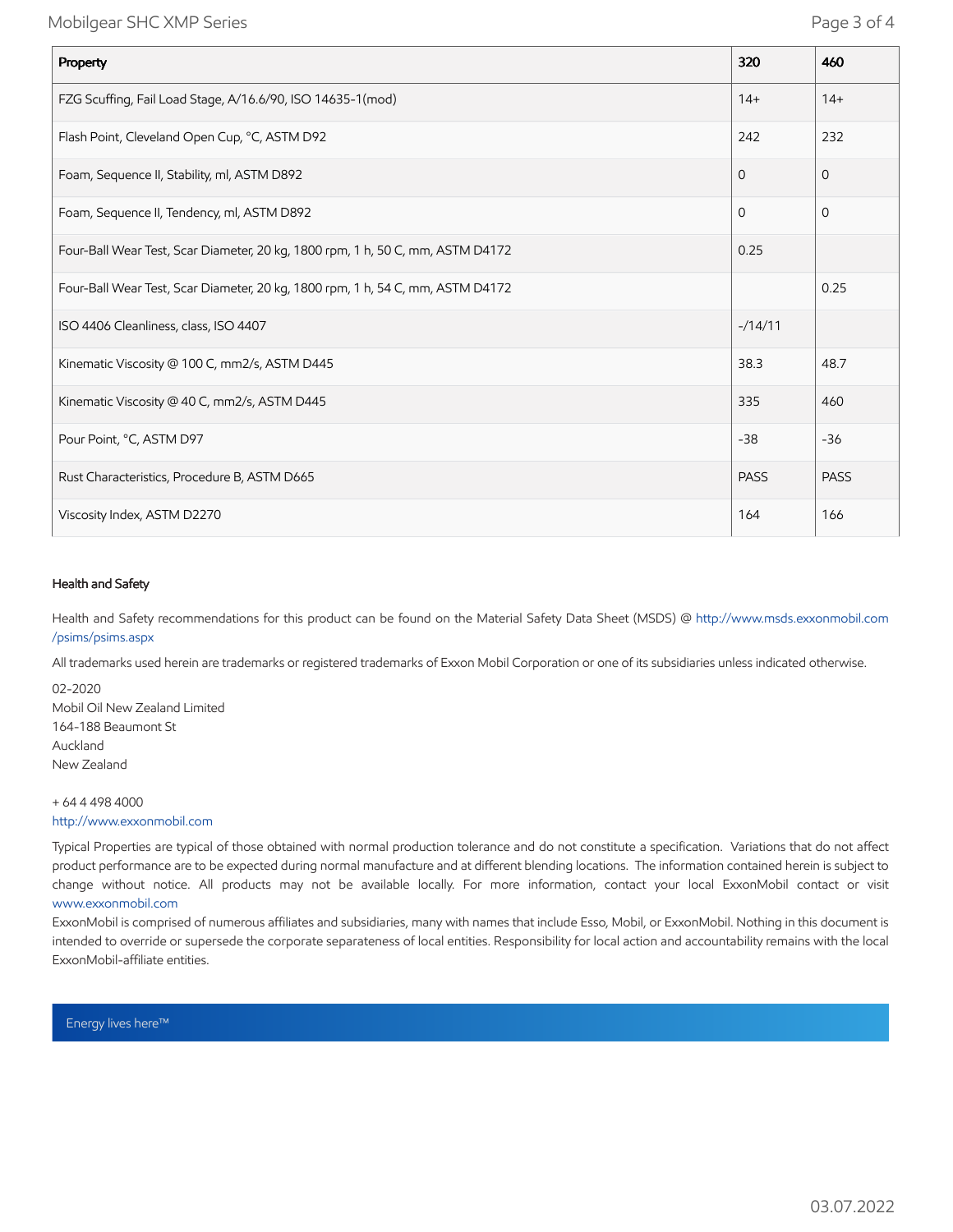| Property | 320 | 460 |
| --- | --- | --- |
| FZG Scuffing, Fail Load Stage, A/16.6/90, ISO 14635-1(mod) | 14+ | 14+ |
| Flash Point, Cleveland Open Cup, °C, ASTM D92 | 242 | 232 |
| Foam, Sequence II, Stability, ml, ASTM D892 | 0 | 0 |
| Foam, Sequence II, Tendency, ml, ASTM D892 | 0 | 0 |
| Four-Ball Wear Test, Scar Diameter, 20 kg, 1800 rpm, 1 h, 50 C, mm, ASTM D4172 | 0.25 | |
| Four-Ball Wear Test, Scar Diameter, 20 kg, 1800 rpm, 1 h, 54 C, mm, ASTM D4172 | | 0.25 |
| ISO 4406 Cleanliness, class, ISO 4407 | -/14/11 | |
| Kinematic Viscosity @ 100 C, mm2/s, ASTM D445 | 38.3 | 48.7 |
| Kinematic Viscosity @ 40 C, mm2/s, ASTM D445 | 335 | 460 |
| Pour Point, °C, ASTM D97 | -38 | -36 |
| Rust Characteristics, Procedure B, ASTM D665 | PASS | PASS |
| Viscosity Index, ASTM D2270 | 164 | 166 |

### Health and Safety

Health and Safety recommendations for this product can be found on the Material Safety Data Sheet (MSDS) @ http://www.msds.exxonmobil.com/psims/psims.aspx

All trademarks used herein are trademarks or registered trademarks of Exxon Mobil Corporation or one of its subsidiaries unless indicated otherwise.

02-2020
Mobil Oil New Zealand Limited
164-188 Beaumont St
Auckland
New Zealand

+ 64 4 498 4000
http://www.exxonmobil.com

Typical Properties are typical of those obtained with normal production tolerance and do not constitute a specification. Variations that do not affect product performance are to be expected during normal manufacture and at different blending locations. The information contained herein is subject to change without notice. All products may not be available locally. For more information, contact your local ExxonMobil contact or visit www.exxonmobil.com

ExxonMobil is comprised of numerous affiliates and subsidiaries, many with names that include Esso, Mobil, or ExxonMobil. Nothing in this document is intended to override or supersede the corporate separateness of local entities. Responsibility for local action and accountability remains with the local ExxonMobil-affiliate entities.

Energy lives here™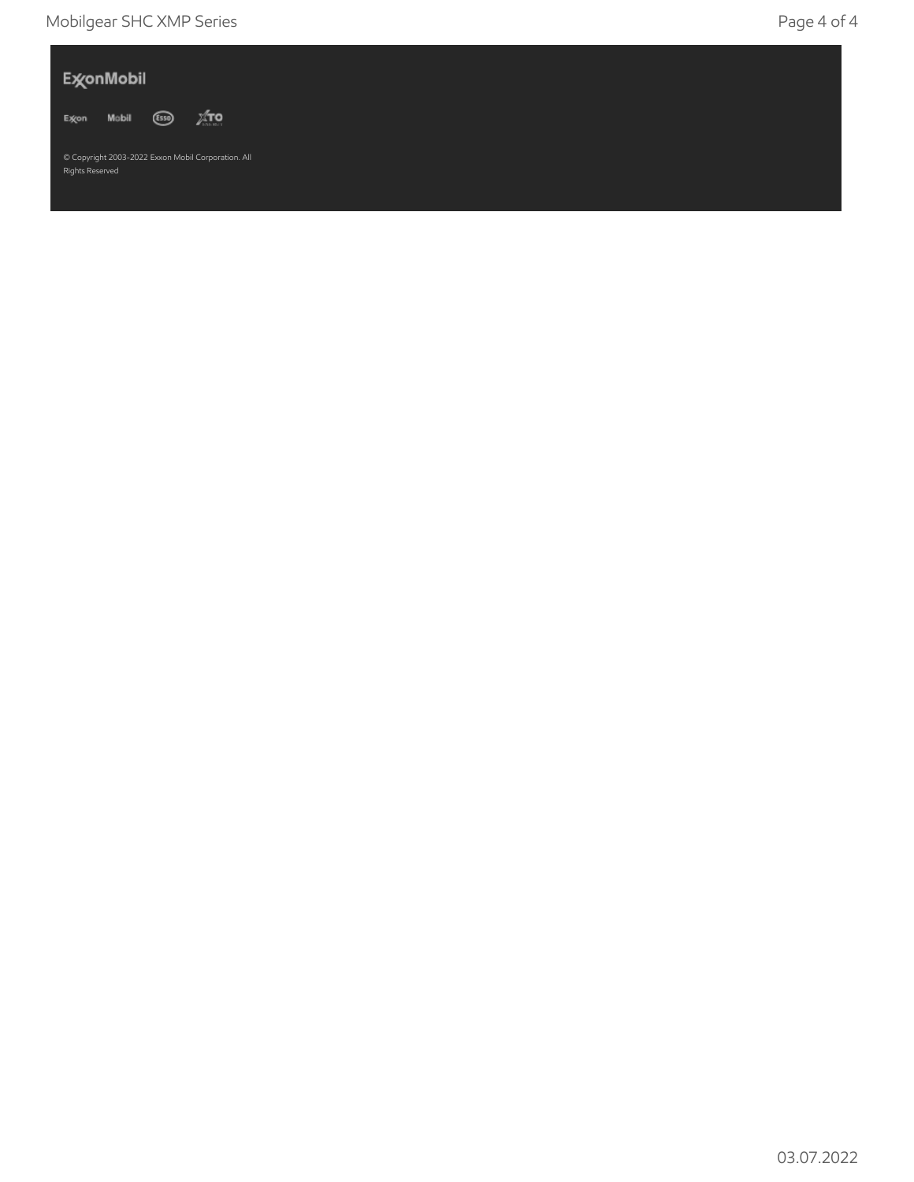ExxonMobil

Exxon Mobil Esso XTO

© Copyright 2003-2022 Exxon Mobil Corporation. All Rights Reserved